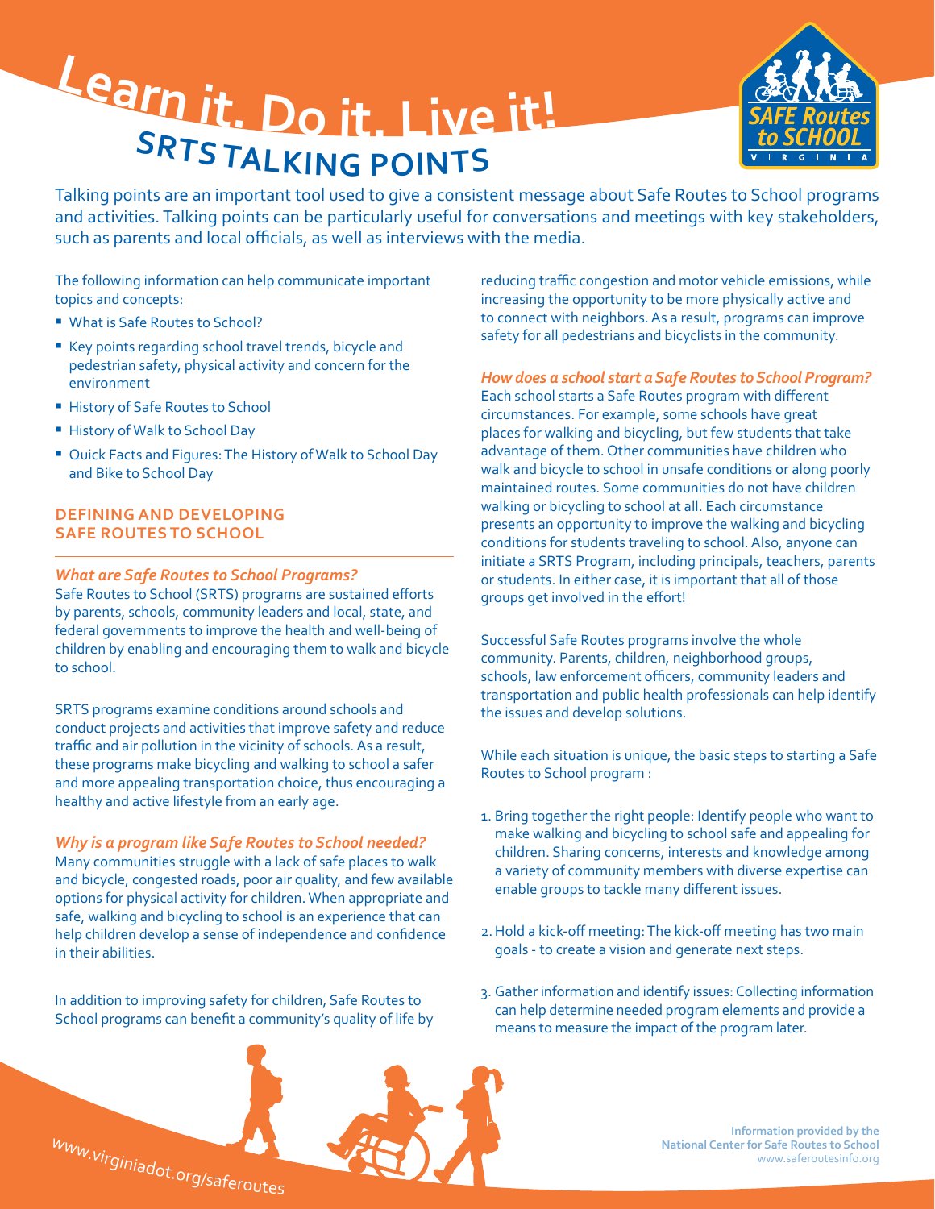# Learn it. Do it. Live it!

## SRTS TALKING POINTS

Talking points are an important tool used to give a consistent message about Safe Routes to School programs and activities. Talking points can be particularly useful for conversations and meetings with key stakeholders, such as parents and local officials, as well as interviews with the media.

The following information can help communicate important topics and concepts:

- What is Safe Routes to School?
- Key points regarding school travel trends, bicycle and pedestrian safety, physical activity and concern for the environment
- History of Safe Routes to School
- History of Walk to School Day
- Quick Facts and Figures: The History of Walk to School Day and Bike to School Day

### DEFINING AND DEVELOPING SAFE ROUTES TO SCHOOL

***What are Safe Routes to School Programs?***

Safe Routes to School (SRTS) programs are sustained efforts by parents, schools, community leaders and local, state, and federal governments to improve the health and well-being of children by enabling and encouraging them to walk and bicycle to school.

SRTS programs examine conditions around schools and conduct projects and activities that improve safety and reduce traffic and air pollution in the vicinity of schools. As a result, these programs make bicycling and walking to school a safer and more appealing transportation choice, thus encouraging a healthy and active lifestyle from an early age.

***Why is a program like Safe Routes to School needed?***

Many communities struggle with a lack of safe places to walk and bicycle, congested roads, poor air quality, and few available options for physical activity for children. When appropriate and safe, walking and bicycling to school is an experience that can help children develop a sense of independence and confidence in their abilities.

In addition to improving safety for children, Safe Routes to School programs can benefit a community's quality of life by reducing traffic congestion and motor vehicle emissions, while increasing the opportunity to be more physically active and to connect with neighbors. As a result, programs can improve safety for all pedestrians and bicyclists in the community.

***How does a school start a Safe Routes to School Program?***

Each school starts a Safe Routes program with different circumstances. For example, some schools have great places for walking and bicycling, but few students that take advantage of them. Other communities have children who walk and bicycle to school in unsafe conditions or along poorly maintained routes. Some communities do not have children walking or bicycling to school at all. Each circumstance presents an opportunity to improve the walking and bicycling conditions for students traveling to school. Also, anyone can initiate a SRTS Program, including principals, teachers, parents or students. In either case, it is important that all of those groups get involved in the effort!

Successful Safe Routes programs involve the whole community. Parents, children, neighborhood groups, schools, law enforcement officers, community leaders and transportation and public health professionals can help identify the issues and develop solutions.

While each situation is unique, the basic steps to starting a Safe Routes to School program :

1. Bring together the right people: Identify people who want to make walking and bicycling to school safe and appealing for children. Sharing concerns, interests and knowledge among a variety of community members with diverse expertise can enable groups to tackle many different issues.
2. Hold a kick-off meeting: The kick-off meeting has two main goals - to create a vision and generate next steps.
3. Gather information and identify issues: Collecting information can help determine needed program elements and provide a means to measure the impact of the program later.

www.virginiadot.org/saferoutes

Information provided by the National Center for Safe Routes to School
www.saferoutesinfo.org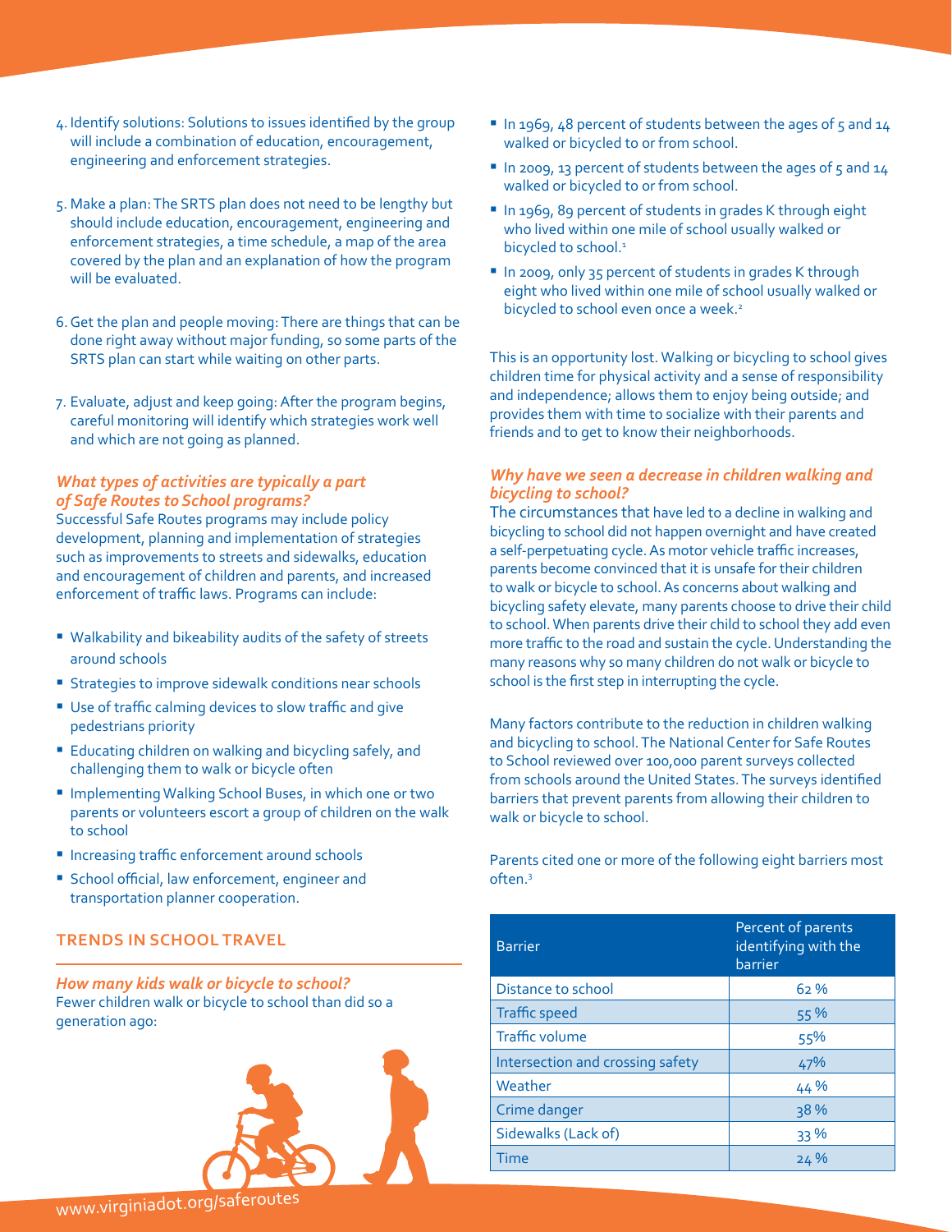4. Identify solutions: Solutions to issues identified by the group will include a combination of education, encouragement, engineering and enforcement strategies.

5. Make a plan: The SRTS plan does not need to be lengthy but should include education, encouragement, engineering and enforcement strategies, a time schedule, a map of the area covered by the plan and an explanation of how the program will be evaluated.

6. Get the plan and people moving: There are things that can be done right away without major funding, so some parts of the SRTS plan can start while waiting on other parts.

7. Evaluate, adjust and keep going: After the program begins, careful monitoring will identify which strategies work well and which are not going as planned.

### *What types of activities are typically a part of Safe Routes to School programs?*

Successful Safe Routes programs may include policy development, planning and implementation of strategies such as improvements to streets and sidewalks, education and encouragement of children and parents, and increased enforcement of traffic laws. Programs can include:

- Walkability and bikeability audits of the safety of streets around schools
- Strategies to improve sidewalk conditions near schools
- Use of traffic calming devices to slow traffic and give pedestrians priority
- Educating children on walking and bicycling safely, and challenging them to walk or bicycle often
- Implementing Walking School Buses, in which one or two parents or volunteers escort a group of children on the walk to school
- Increasing traffic enforcement around schools
- School official, law enforcement, engineer and transportation planner cooperation.

## TRENDS IN SCHOOL TRAVEL

### *How many kids walk or bicycle to school?*

Fewer children walk or bicycle to school than did so a generation ago:

- In 1969, 48 percent of students between the ages of 5 and 14 walked or bicycled to or from school.
- In 2009, 13 percent of students between the ages of 5 and 14 walked or bicycled to or from school.
- In 1969, 89 percent of students in grades K through eight who lived within one mile of school usually walked or bicycled to school.[1]
- In 2009, only 35 percent of students in grades K through eight who lived within one mile of school usually walked or bicycled to school even once a week.[2]

This is an opportunity lost. Walking or bicycling to school gives children time for physical activity and a sense of responsibility and independence; allows them to enjoy being outside; and provides them with time to socialize with their parents and friends and to get to know their neighborhoods.

### *Why have we seen a decrease in children walking and bicycling to school?*

The circumstances that have led to a decline in walking and bicycling to school did not happen overnight and have created a self-perpetuating cycle. As motor vehicle traffic increases, parents become convinced that it is unsafe for their children to walk or bicycle to school. As concerns about walking and bicycling safety elevate, many parents choose to drive their child to school. When parents drive their child to school they add even more traffic to the road and sustain the cycle. Understanding the many reasons why so many children do not walk or bicycle to school is the first step in interrupting the cycle.

Many factors contribute to the reduction in children walking and bicycling to school. The National Center for Safe Routes to School reviewed over 100,000 parent surveys collected from schools around the United States. The surveys identified barriers that prevent parents from allowing their children to walk or bicycle to school.

Parents cited one or more of the following eight barriers most often.[3]

| Barrier | Percent of parents identifying with the barrier |
|---|---|
| Distance to school | 62 % |
| Traffic speed | 55 % |
| Traffic volume | 55% |
| Intersection and crossing safety | 47% |
| Weather | 44 % |
| Crime danger | 38 % |
| Sidewalks (Lack of) | 33 % |
| Time | 24 % |

www.virginiadot.org/saferoutes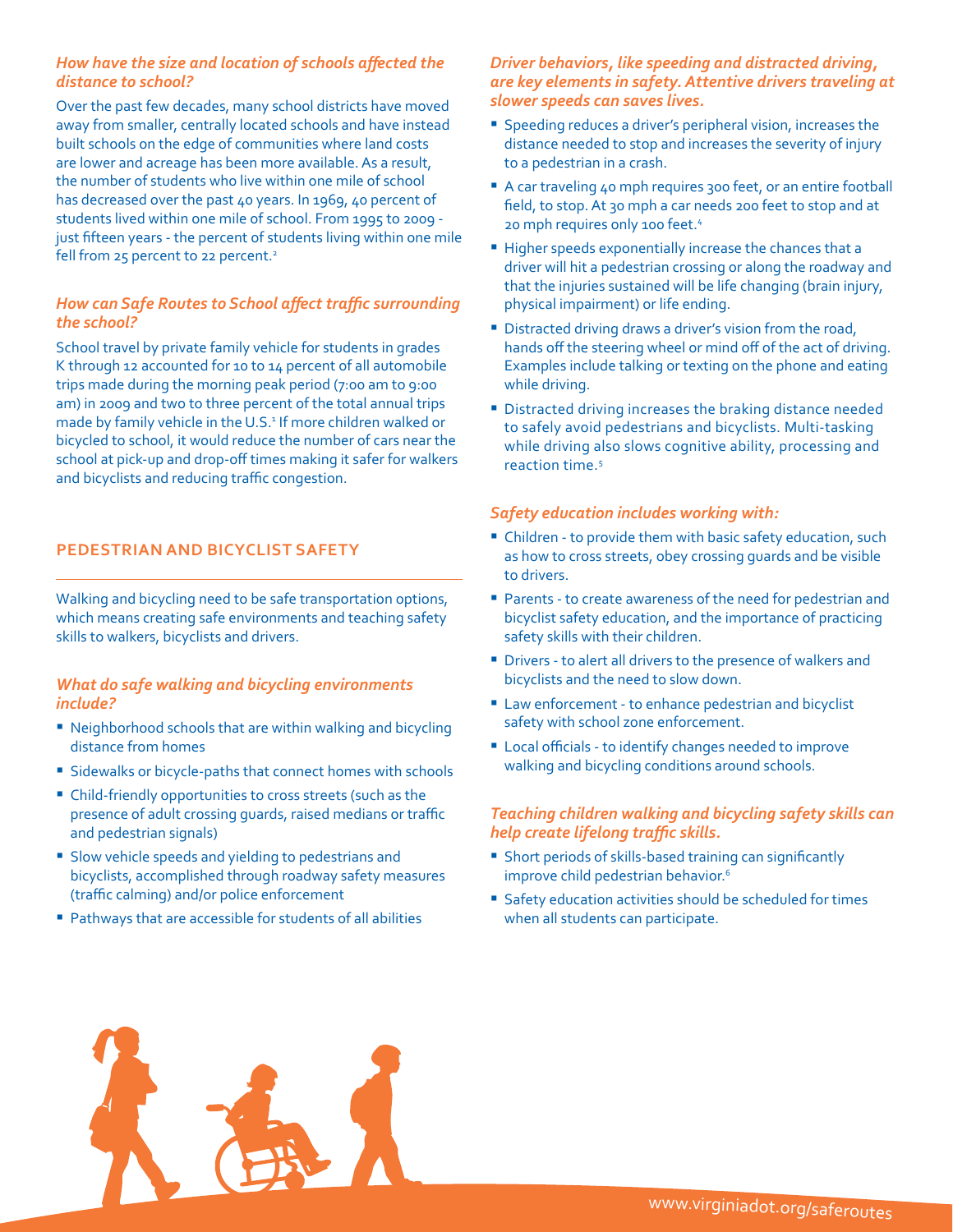### *How have the size and location of schools affected the distance to school?*

Over the past few decades, many school districts have moved away from smaller, centrally located schools and have instead built schools on the edge of communities where land costs are lower and acreage has been more available. As a result, the number of students who live within one mile of school has decreased over the past 40 years. In 1969, 40 percent of students lived within one mile of school. From 1995 to 2009 - just fifteen years - the percent of students living within one mile fell from 25 percent to 22 percent.[2]

### *How can Safe Routes to School affect traffic surrounding the school?*

School travel by private family vehicle for students in grades K through 12 accounted for 10 to 14 percent of all automobile trips made during the morning peak period (7:00 am to 9:00 am) in 2009 and two to three percent of the total annual trips made by family vehicle in the U.S.[1] If more children walked or bicycled to school, it would reduce the number of cars near the school at pick-up and drop-off times making it safer for walkers and bicyclists and reducing traffic congestion.

## PEDESTRIAN AND BICYCLIST SAFETY

Walking and bicycling need to be safe transportation options, which means creating safe environments and teaching safety skills to walkers, bicyclists and drivers.

### *What do safe walking and bicycling environments include?*

- Neighborhood schools that are within walking and bicycling distance from homes
- Sidewalks or bicycle-paths that connect homes with schools
- Child-friendly opportunities to cross streets (such as the presence of adult crossing guards, raised medians or traffic and pedestrian signals)
- Slow vehicle speeds and yielding to pedestrians and bicyclists, accomplished through roadway safety measures (traffic calming) and/or police enforcement
- Pathways that are accessible for students of all abilities

### *Driver behaviors, like speeding and distracted driving, are key elements in safety. Attentive drivers traveling at slower speeds can saves lives.*

- Speeding reduces a driver's peripheral vision, increases the distance needed to stop and increases the severity of injury to a pedestrian in a crash.
- A car traveling 40 mph requires 300 feet, or an entire football field, to stop. At 30 mph a car needs 200 feet to stop and at 20 mph requires only 100 feet.[4]
- Higher speeds exponentially increase the chances that a driver will hit a pedestrian crossing or along the roadway and that the injuries sustained will be life changing (brain injury, physical impairment) or life ending.
- Distracted driving draws a driver's vision from the road, hands off the steering wheel or mind off of the act of driving. Examples include talking or texting on the phone and eating while driving.
- Distracted driving increases the braking distance needed to safely avoid pedestrians and bicyclists. Multi-tasking while driving also slows cognitive ability, processing and reaction time.[5]

### *Safety education includes working with:*

- Children - to provide them with basic safety education, such as how to cross streets, obey crossing guards and be visible to drivers.
- Parents - to create awareness of the need for pedestrian and bicyclist safety education, and the importance of practicing safety skills with their children.
- Drivers - to alert all drivers to the presence of walkers and bicyclists and the need to slow down.
- Law enforcement - to enhance pedestrian and bicyclist safety with school zone enforcement.
- Local officials - to identify changes needed to improve walking and bicycling conditions around schools.

### *Teaching children walking and bicycling safety skills can help create lifelong traffic skills.*

- Short periods of skills-based training can significantly improve child pedestrian behavior.[6]
- Safety education activities should be scheduled for times when all students can participate.

www.virginiadot.org/saferoutes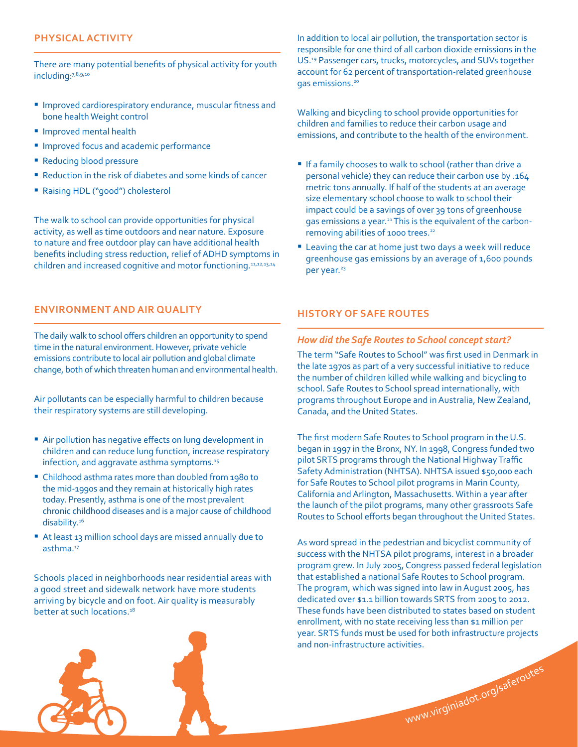## PHYSICAL ACTIVITY

There are many potential benefits of physical activity for youth including:[7,8,9,10]

- Improved cardiorespiratory endurance, muscular fitness and bone health Weight control
- Improved mental health
- Improved focus and academic performance
- Reducing blood pressure
- Reduction in the risk of diabetes and some kinds of cancer
- Raising HDL ("good") cholesterol

The walk to school can provide opportunities for physical activity, as well as time outdoors and near nature. Exposure to nature and free outdoor play can have additional health benefits including stress reduction, relief of ADHD symptoms in children and increased cognitive and motor functioning.[11,12,13,14]

## ENVIRONMENT AND AIR QUALITY

The daily walk to school offers children an opportunity to spend time in the natural environment. However, private vehicle emissions contribute to local air pollution and global climate change, both of which threaten human and environmental health.

Air pollutants can be especially harmful to children because their respiratory systems are still developing.

- Air pollution has negative effects on lung development in children and can reduce lung function, increase respiratory infection, and aggravate asthma symptoms.[15]
- Childhood asthma rates more than doubled from 1980 to the mid-1990s and they remain at historically high rates today. Presently, asthma is one of the most prevalent chronic childhood diseases and is a major cause of childhood disability.[16]
- At least 13 million school days are missed annually due to asthma.[17]

Schools placed in neighborhoods near residential areas with a good street and sidewalk network have more students arriving by bicycle and on foot. Air quality is measurably better at such locations.[18]

In addition to local air pollution, the transportation sector is responsible for one third of all carbon dioxide emissions in the US.[19] Passenger cars, trucks, motorcycles, and SUVs together account for 62 percent of transportation-related greenhouse gas emissions.[20]

Walking and bicycling to school provide opportunities for children and families to reduce their carbon usage and emissions, and contribute to the health of the environment.

- If a family chooses to walk to school (rather than drive a personal vehicle) they can reduce their carbon use by .164 metric tons annually. If half of the students at an average size elementary school choose to walk to school their impact could be a savings of over 39 tons of greenhouse gas emissions a year.[21] This is the equivalent of the carbon-removing abilities of 1000 trees.[22]
- Leaving the car at home just two days a week will reduce greenhouse gas emissions by an average of 1,600 pounds per year.[23]

## HISTORY OF SAFE ROUTES

### *How did the Safe Routes to School concept start?*

The term "Safe Routes to School" was first used in Denmark in the late 1970s as part of a very successful initiative to reduce the number of children killed while walking and bicycling to school. Safe Routes to School spread internationally, with programs throughout Europe and in Australia, New Zealand, Canada, and the United States.

The first modern Safe Routes to School program in the U.S. began in 1997 in the Bronx, NY. In 1998, Congress funded two pilot SRTS programs through the National Highway Traffic Safety Administration (NHTSA). NHTSA issued $50,000 each for Safe Routes to School pilot programs in Marin County, California and Arlington, Massachusetts. Within a year after the launch of the pilot programs, many other grassroots Safe Routes to School efforts began throughout the United States.

As word spread in the pedestrian and bicyclist community of success with the NHTSA pilot programs, interest in a broader program grew. In July 2005, Congress passed federal legislation that established a national Safe Routes to School program. The program, which was signed into law in August 2005, has dedicated over $1.1 billion towards SRTS from 2005 to 2012. These funds have been distributed to states based on student enrollment, with no state receiving less than $1 million per year. SRTS funds must be used for both infrastructure projects and non-infrastructure activities.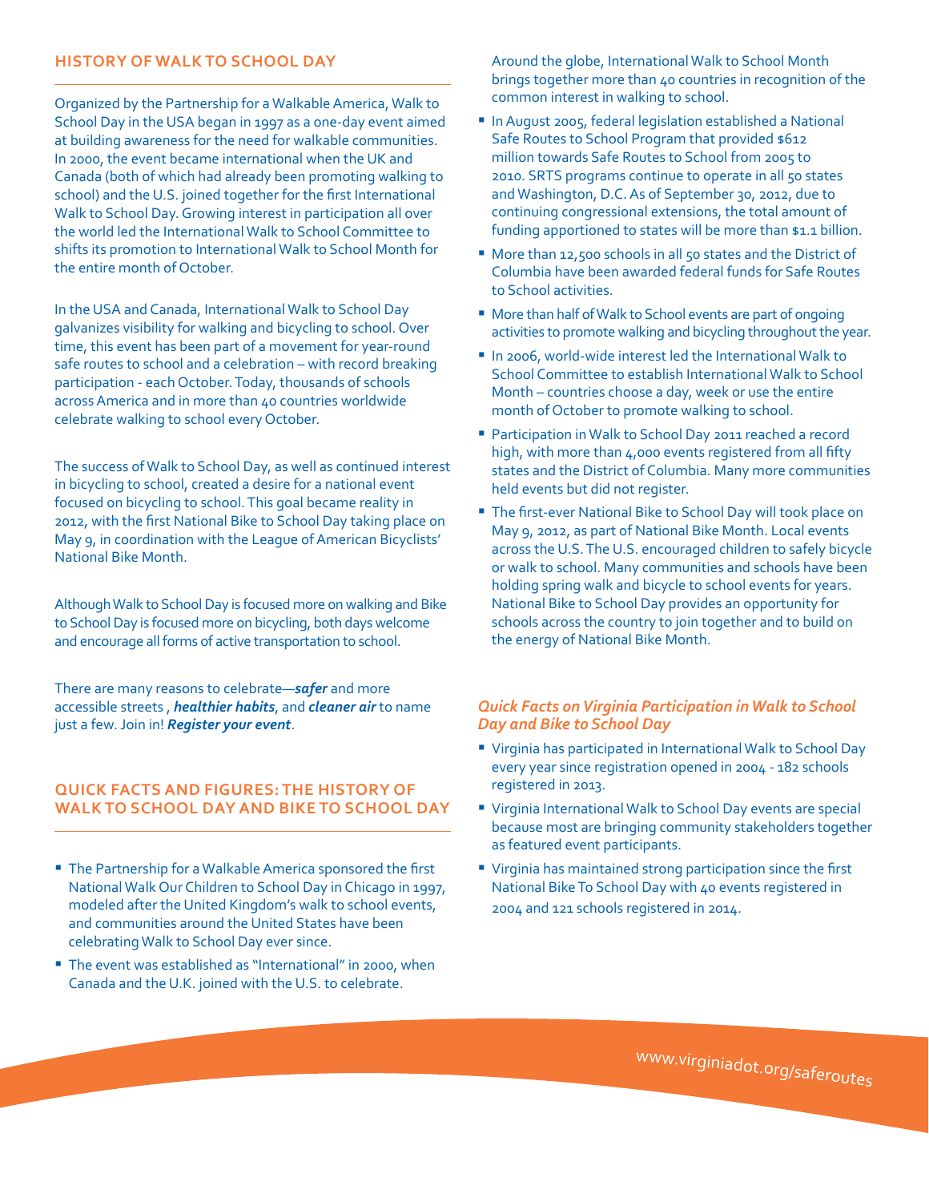## HISTORY OF WALK TO SCHOOL DAY

Organized by the Partnership for a Walkable America, Walk to School Day in the USA began in 1997 as a one-day event aimed at building awareness for the need for walkable communities. In 2000, the event became international when the UK and Canada (both of which had already been promoting walking to school) and the U.S. joined together for the first International Walk to School Day. Growing interest in participation all over the world led the International Walk to School Committee to shifts its promotion to International Walk to School Month for the entire month of October.

In the USA and Canada, International Walk to School Day galvanizes visibility for walking and bicycling to school. Over time, this event has been part of a movement for year-round safe routes to school and a celebration – with record breaking participation - each October. Today, thousands of schools across America and in more than 40 countries worldwide celebrate walking to school every October.

The success of Walk to School Day, as well as continued interest in bicycling to school, created a desire for a national event focused on bicycling to school. This goal became reality in 2012, with the first National Bike to School Day taking place on May 9, in coordination with the League of American Bicyclists' National Bike Month.

Although Walk to School Day is focused more on walking and Bike to School Day is focused more on bicycling, both days welcome and encourage all forms of active transportation to school.

There are many reasons to celebrate—***safer*** and more accessible streets , ***healthier habits***, and ***cleaner air*** to name just a few. Join in! ***Register your event***.

## QUICK FACTS AND FIGURES: THE HISTORY OF WALK TO SCHOOL DAY AND BIKE TO SCHOOL DAY

- The Partnership for a Walkable America sponsored the first National Walk Our Children to School Day in Chicago in 1997, modeled after the United Kingdom's walk to school events, and communities around the United States have been celebrating Walk to School Day ever since.
- The event was established as "International" in 2000, when Canada and the U.K. joined with the U.S. to celebrate. Around the globe, International Walk to School Month brings together more than 40 countries in recognition of the common interest in walking to school.
- In August 2005, federal legislation established a National Safe Routes to School Program that provided $612 million towards Safe Routes to School from 2005 to 2010. SRTS programs continue to operate in all 50 states and Washington, D.C. As of September 30, 2012, due to continuing congressional extensions, the total amount of funding apportioned to states will be more than $1.1 billion.
- More than 12,500 schools in all 50 states and the District of Columbia have been awarded federal funds for Safe Routes to School activities.
- More than half of Walk to School events are part of ongoing activities to promote walking and bicycling throughout the year.
- In 2006, world-wide interest led the International Walk to School Committee to establish International Walk to School Month – countries choose a day, week or use the entire month of October to promote walking to school.
- Participation in Walk to School Day 2011 reached a record high, with more than 4,000 events registered from all fifty states and the District of Columbia. Many more communities held events but did not register.
- The first-ever National Bike to School Day will took place on May 9, 2012, as part of National Bike Month. Local events across the U.S. The U.S. encouraged children to safely bicycle or walk to school. Many communities and schools have been holding spring walk and bicycle to school events for years. National Bike to School Day provides an opportunity for schools across the country to join together and to build on the energy of National Bike Month.

### *Quick Facts on Virginia Participation in Walk to School Day and Bike to School Day*

- Virginia has participated in International Walk to School Day every year since registration opened in 2004 - 182 schools registered in 2013.
- Virginia International Walk to School Day events are special because most are bringing community stakeholders together as featured event participants.
- Virginia has maintained strong participation since the first National Bike To School Day with 40 events registered in 2004 and 121 schools registered in 2014.

www.virginiadot.org/saferoutes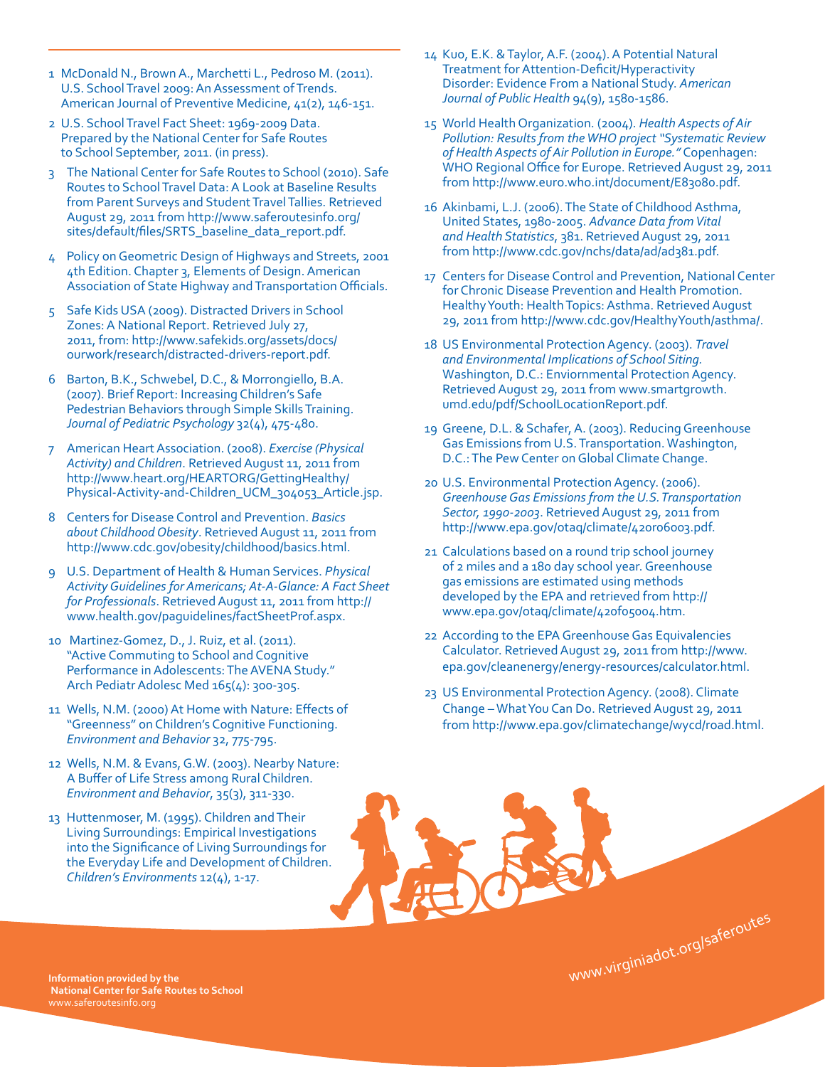1. McDonald N., Brown A., Marchetti L., Pedroso M. (2011). U.S. School Travel 2009: An Assessment of Trends. American Journal of Preventive Medicine, 41(2), 146-151.
2. U.S. School Travel Fact Sheet: 1969-2009 Data. Prepared by the National Center for Safe Routes to School September, 2011. (in press).
3. The National Center for Safe Routes to School (2010). Safe Routes to School Travel Data: A Look at Baseline Results from Parent Surveys and Student Travel Tallies. Retrieved August 29, 2011 from http://www.saferoutesinfo.org/sites/default/files/SRTS_baseline_data_report.pdf.
4. Policy on Geometric Design of Highways and Streets, 2001 4th Edition. Chapter 3, Elements of Design. American Association of State Highway and Transportation Officials.
5. Safe Kids USA (2009). Distracted Drivers in School Zones: A National Report. Retrieved July 27, 2011, from: http://www.safekids.org/assets/docs/ourwork/research/distracted-drivers-report.pdf.
6. Barton, B.K., Schwebel, D.C., & Morrongiello, B.A. (2007). Brief Report: Increasing Children's Safe Pedestrian Behaviors through Simple Skills Training. *Journal of Pediatric Psychology* 32(4), 475-480.
7. American Heart Association. (2008). *Exercise (Physical Activity) and Children*. Retrieved August 11, 2011 from http://www.heart.org/HEARTORG/GettingHealthy/Physical-Activity-and-Children_UCM_304053_Article.jsp.
8. Centers for Disease Control and Prevention. *Basics about Childhood Obesity*. Retrieved August 11, 2011 from http://www.cdc.gov/obesity/childhood/basics.html.
9. U.S. Department of Health & Human Services. *Physical Activity Guidelines for Americans; At-A-Glance: A Fact Sheet for Professionals*. Retrieved August 11, 2011 from http://www.health.gov/paguidelines/factSheetProf.aspx.
10. Martinez-Gomez, D., J. Ruiz, et al. (2011). "Active Commuting to School and Cognitive Performance in Adolescents: The AVENA Study." Arch Pediatr Adolesc Med 165(4): 300-305.
11. Wells, N.M. (2000) At Home with Nature: Effects of "Greenness" on Children's Cognitive Functioning. *Environment and Behavior* 32, 775-795.
12. Wells, N.M. & Evans, G.W. (2003). Nearby Nature: A Buffer of Life Stress among Rural Children. *Environment and Behavior*, 35(3), 311-330.
13. Huttenmoser, M. (1995). Children and Their Living Surroundings: Empirical Investigations into the Significance of Living Surroundings for the Everyday Life and Development of Children. *Children's Environments* 12(4), 1-17.
14. Kuo, E.K. & Taylor, A.F. (2004). A Potential Natural Treatment for Attention-Deficit/Hyperactivity Disorder: Evidence From a National Study. *American Journal of Public Health* 94(9), 1580-1586.
15. World Health Organization. (2004). *Health Aspects of Air Pollution: Results from the WHO project "Systematic Review of Health Aspects of Air Pollution in Europe."* Copenhagen: WHO Regional Office for Europe. Retrieved August 29, 2011 from http://www.euro.who.int/document/E83080.pdf.
16. Akinbami, L.J. (2006). The State of Childhood Asthma, United States, 1980-2005. *Advance Data from Vital and Health Statistics*, 381. Retrieved August 29, 2011 from http://www.cdc.gov/nchs/data/ad/ad381.pdf.
17. Centers for Disease Control and Prevention, National Center for Chronic Disease Prevention and Health Promotion. Healthy Youth: Health Topics: Asthma. Retrieved August 29, 2011 from http://www.cdc.gov/HealthyYouth/asthma/.
18. US Environmental Protection Agency. (2003). *Travel and Environmental Implications of School Siting.* Washington, D.C.: Enviornmental Protection Agency. Retrieved August 29, 2011 from www.smartgrowth.umd.edu/pdf/SchoolLocationReport.pdf.
19. Greene, D.L. & Schafer, A. (2003). Reducing Greenhouse Gas Emissions from U.S. Transportation. Washington, D.C.: The Pew Center on Global Climate Change.
20. U.S. Environmental Protection Agency. (2006). *Greenhouse Gas Emissions from the U.S. Transportation Sector, 1990-2003*. Retrieved August 29, 2011 from http://www.epa.gov/otaq/climate/420r06003.pdf.
21. Calculations based on a round trip school journey of 2 miles and a 180 day school year. Greenhouse gas emissions are estimated using methods developed by the EPA and retrieved from http://www.epa.gov/otaq/climate/420f05004.htm.
22. According to the EPA Greenhouse Gas Equivalencies Calculator. Retrieved August 29, 2011 from http://www.epa.gov/cleanenergy/energy-resources/calculator.html.
23. US Environmental Protection Agency. (2008). Climate Change – What You Can Do. Retrieved August 29, 2011 from http://www.epa.gov/climatechange/wycd/road.html.

www.virginiadot.org/saferoutes

**Information provided by the National Center for Safe Routes to School**
www.saferoutesinfo.org